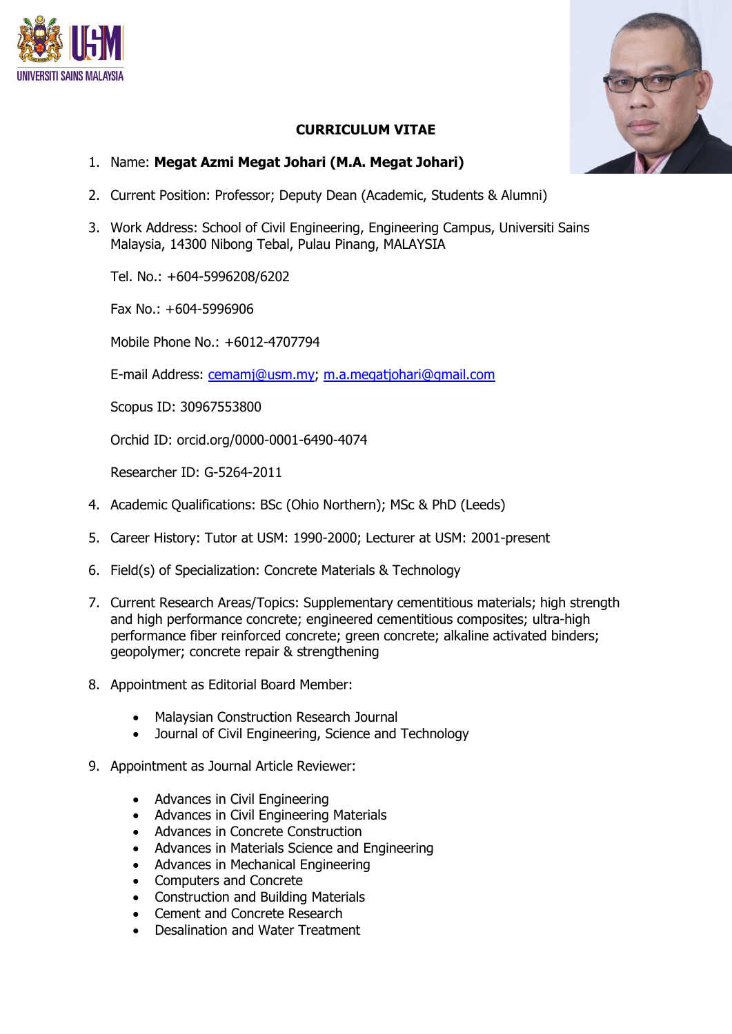# CURRICULUM VITAE

1. Name: **Megat Azmi Megat Johari (M.A. Megat Johari)**

2. Current Position: Professor; Deputy Dean (Academic, Students & Alumni)

3. Work Address: School of Civil Engineering, Engineering Campus, Universiti Sains Malaysia, 14300 Nibong Tebal, Pulau Pinang, MALAYSIA

   Tel. No.: +604-5996208/6202

   Fax No.: +604-5996906

   Mobile Phone No.: +6012-4707794

   E-mail Address: cemamj@usm.my; m.a.megatjohari@gmail.com

   Scopus ID: 30967553800

   Orchid ID: orcid.org/0000-0001-6490-4074

   Researcher ID: G-5264-2011

4. Academic Qualifications: BSc (Ohio Northern); MSc & PhD (Leeds)

5. Career History: Tutor at USM: 1990-2000; Lecturer at USM: 2001-present

6. Field(s) of Specialization: Concrete Materials & Technology

7. Current Research Areas/Topics: Supplementary cementitious materials; high strength and high performance concrete; engineered cementitious composites; ultra-high performance fiber reinforced concrete; green concrete; alkaline activated binders; geopolymer; concrete repair & strengthening

8. Appointment as Editorial Board Member:

   - Malaysian Construction Research Journal
   - Journal of Civil Engineering, Science and Technology

9. Appointment as Journal Article Reviewer:

   - Advances in Civil Engineering
   - Advances in Civil Engineering Materials
   - Advances in Concrete Construction
   - Advances in Materials Science and Engineering
   - Advances in Mechanical Engineering
   - Computers and Concrete
   - Construction and Building Materials
   - Cement and Concrete Research
   - Desalination and Water Treatment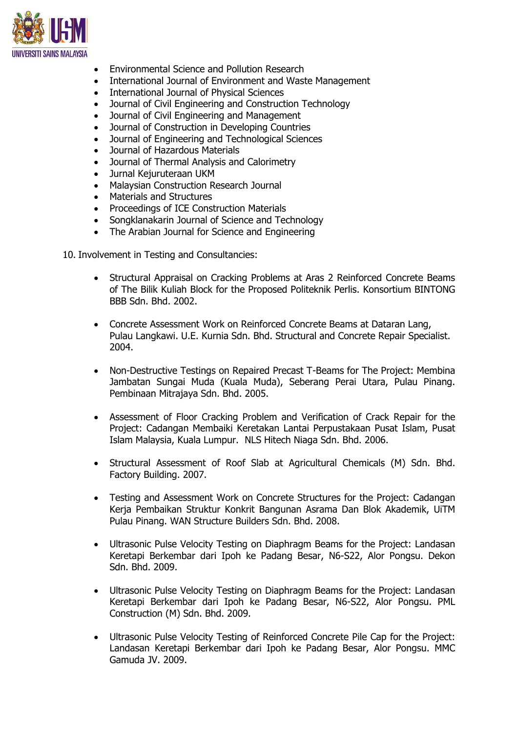- Environmental Science and Pollution Research
- International Journal of Environment and Waste Management
- International Journal of Physical Sciences
- Journal of Civil Engineering and Construction Technology
- Journal of Civil Engineering and Management
- Journal of Construction in Developing Countries
- Journal of Engineering and Technological Sciences
- Journal of Hazardous Materials
- Journal of Thermal Analysis and Calorimetry
- Jurnal Kejuruteraan UKM
- Malaysian Construction Research Journal
- Materials and Structures
- Proceedings of ICE Construction Materials
- Songklanakarin Journal of Science and Technology
- The Arabian Journal for Science and Engineering

10. Involvement in Testing and Consultancies:

- Structural Appraisal on Cracking Problems at Aras 2 Reinforced Concrete Beams of The Bilik Kuliah Block for the Proposed Politeknik Perlis. Konsortium BINTONG BBB Sdn. Bhd. 2002.

- Concrete Assessment Work on Reinforced Concrete Beams at Dataran Lang, Pulau Langkawi. U.E. Kurnia Sdn. Bhd. Structural and Concrete Repair Specialist. 2004.

- Non-Destructive Testings on Repaired Precast T-Beams for The Project: Membina Jambatan Sungai Muda (Kuala Muda), Seberang Perai Utara, Pulau Pinang. Pembinaan Mitrajaya Sdn. Bhd. 2005.

- Assessment of Floor Cracking Problem and Verification of Crack Repair for the Project: Cadangan Membaiki Keretakan Lantai Perpustakaan Pusat Islam, Pusat Islam Malaysia, Kuala Lumpur. NLS Hitech Niaga Sdn. Bhd. 2006.

- Structural Assessment of Roof Slab at Agricultural Chemicals (M) Sdn. Bhd. Factory Building. 2007.

- Testing and Assessment Work on Concrete Structures for the Project: Cadangan Kerja Pembaikan Struktur Konkrit Bangunan Asrama Dan Blok Akademik, UiTM Pulau Pinang. WAN Structure Builders Sdn. Bhd. 2008.

- Ultrasonic Pulse Velocity Testing on Diaphragm Beams for the Project: Landasan Keretapi Berkembar dari Ipoh ke Padang Besar, N6-S22, Alor Pongsu. Dekon Sdn. Bhd. 2009.

- Ultrasonic Pulse Velocity Testing on Diaphragm Beams for the Project: Landasan Keretapi Berkembar dari Ipoh ke Padang Besar, N6-S22, Alor Pongsu. PML Construction (M) Sdn. Bhd. 2009.

- Ultrasonic Pulse Velocity Testing of Reinforced Concrete Pile Cap for the Project: Landasan Keretapi Berkembar dari Ipoh ke Padang Besar, Alor Pongsu. MMC Gamuda JV. 2009.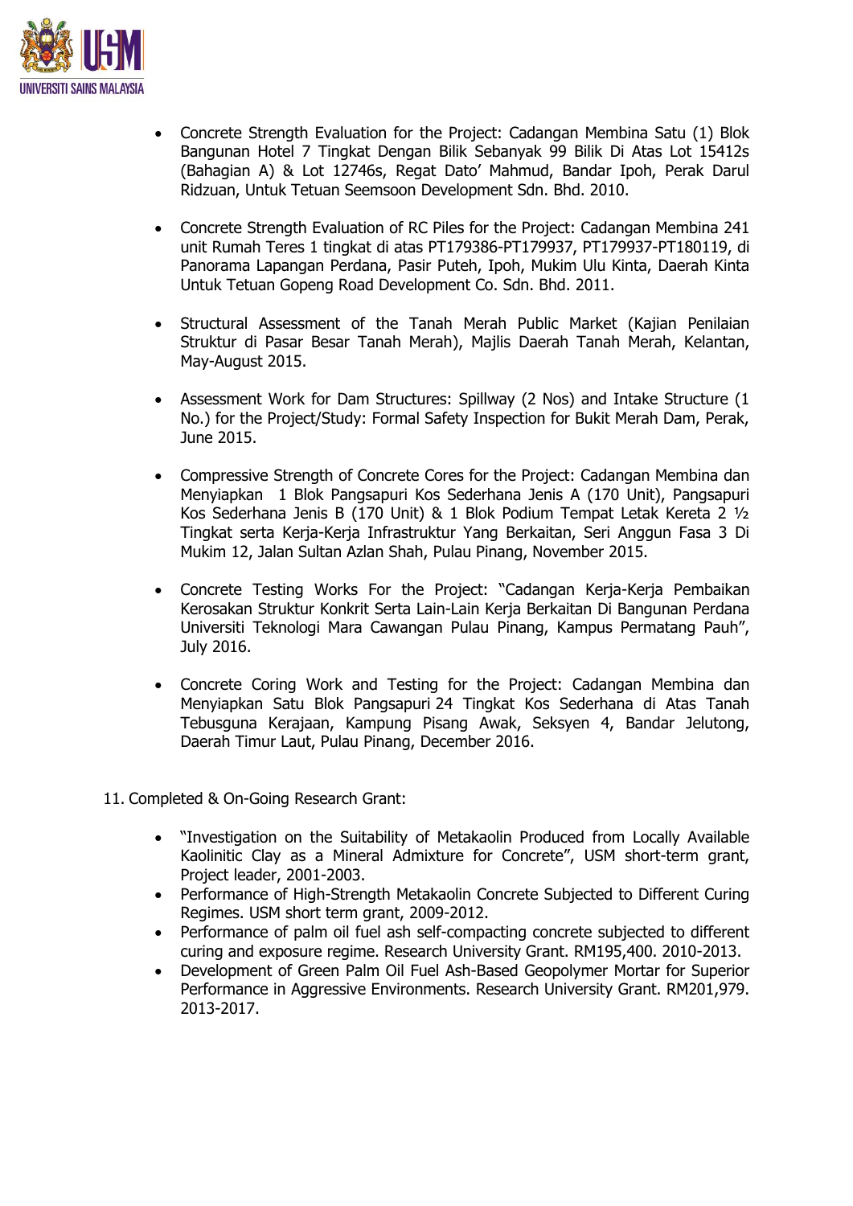- Concrete Strength Evaluation for the Project: Cadangan Membina Satu (1) Blok Bangunan Hotel 7 Tingkat Dengan Bilik Sebanyak 99 Bilik Di Atas Lot 15412s (Bahagian A) & Lot 12746s, Regat Dato' Mahmud, Bandar Ipoh, Perak Darul Ridzuan, Untuk Tetuan Seemsoon Development Sdn. Bhd. 2010.

- Concrete Strength Evaluation of RC Piles for the Project: Cadangan Membina 241 unit Rumah Teres 1 tingkat di atas PT179386-PT179937, PT179937-PT180119, di Panorama Lapangan Perdana, Pasir Puteh, Ipoh, Mukim Ulu Kinta, Daerah Kinta Untuk Tetuan Gopeng Road Development Co. Sdn. Bhd. 2011.

- Structural Assessment of the Tanah Merah Public Market (Kajian Penilaian Struktur di Pasar Besar Tanah Merah), Majlis Daerah Tanah Merah, Kelantan, May-August 2015.

- Assessment Work for Dam Structures: Spillway (2 Nos) and Intake Structure (1 No.) for the Project/Study: Formal Safety Inspection for Bukit Merah Dam, Perak, June 2015.

- Compressive Strength of Concrete Cores for the Project: Cadangan Membina dan Menyiapkan 1 Blok Pangsapuri Kos Sederhana Jenis A (170 Unit), Pangsapuri Kos Sederhana Jenis B (170 Unit) & 1 Blok Podium Tempat Letak Kereta 2 ½ Tingkat serta Kerja-Kerja Infrastruktur Yang Berkaitan, Seri Anggun Fasa 3 Di Mukim 12, Jalan Sultan Azlan Shah, Pulau Pinang, November 2015.

- Concrete Testing Works For the Project: "Cadangan Kerja-Kerja Pembaikan Kerosakan Struktur Konkrit Serta Lain-Lain Kerja Berkaitan Di Bangunan Perdana Universiti Teknologi Mara Cawangan Pulau Pinang, Kampus Permatang Pauh", July 2016.

- Concrete Coring Work and Testing for the Project: Cadangan Membina dan Menyiapkan Satu Blok Pangsapuri 24 Tingkat Kos Sederhana di Atas Tanah Tebusguna Kerajaan, Kampung Pisang Awak, Seksyen 4, Bandar Jelutong, Daerah Timur Laut, Pulau Pinang, December 2016.

11. Completed & On-Going Research Grant:

- "Investigation on the Suitability of Metakaolin Produced from Locally Available Kaolinitic Clay as a Mineral Admixture for Concrete", USM short-term grant, Project leader, 2001-2003.
- Performance of High-Strength Metakaolin Concrete Subjected to Different Curing Regimes. USM short term grant, 2009-2012.
- Performance of palm oil fuel ash self-compacting concrete subjected to different curing and exposure regime. Research University Grant. RM195,400. 2010-2013.
- Development of Green Palm Oil Fuel Ash-Based Geopolymer Mortar for Superior Performance in Aggressive Environments. Research University Grant. RM201,979. 2013-2017.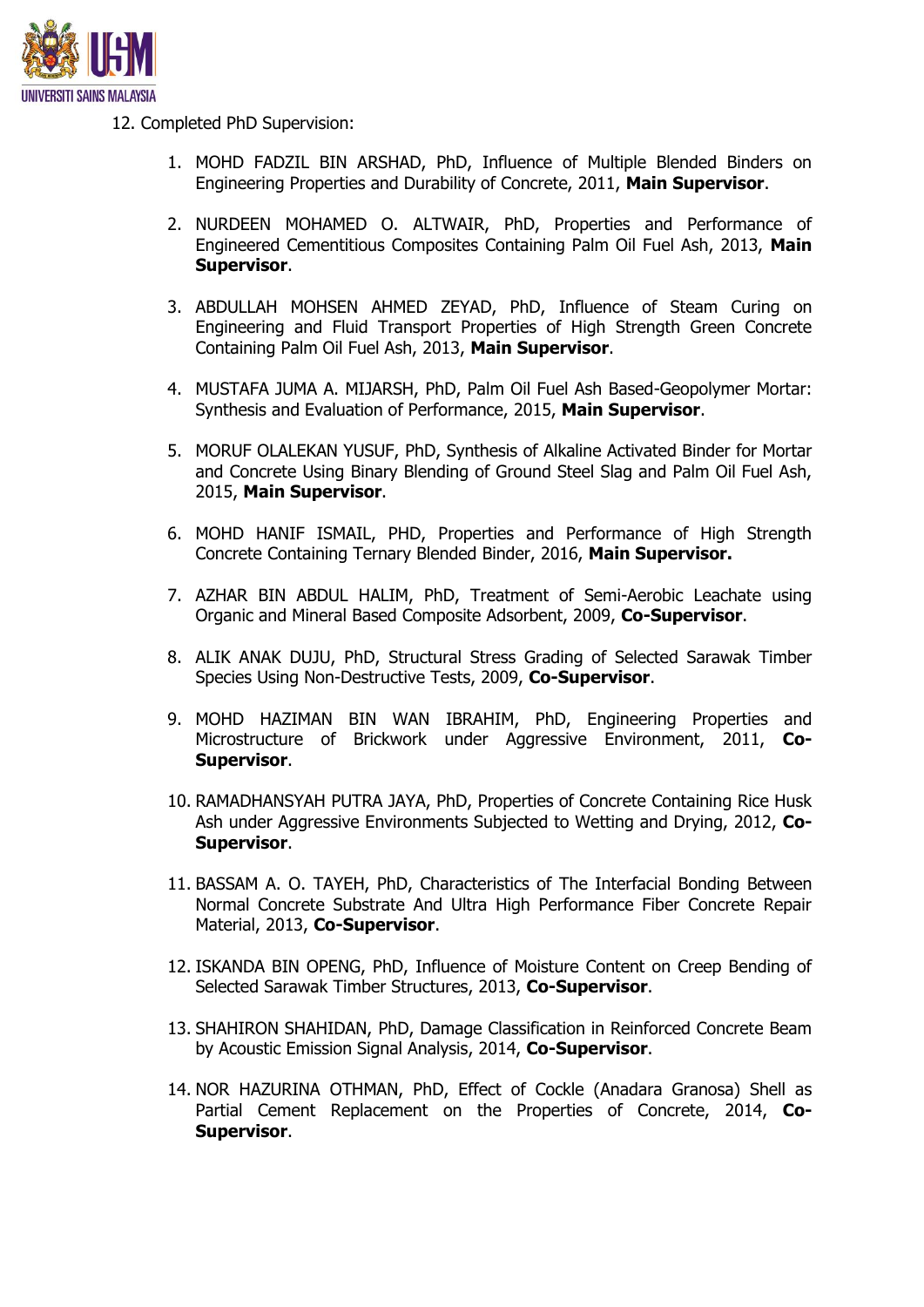12. Completed PhD Supervision:

1. MOHD FADZIL BIN ARSHAD, PhD, Influence of Multiple Blended Binders on Engineering Properties and Durability of Concrete, 2011, **Main Supervisor**.
2. NURDEEN MOHAMED O. ALTWAIR, PhD, Properties and Performance of Engineered Cementitious Composites Containing Palm Oil Fuel Ash, 2013, **Main Supervisor**.
3. ABDULLAH MOHSEN AHMED ZEYAD, PhD, Influence of Steam Curing on Engineering and Fluid Transport Properties of High Strength Green Concrete Containing Palm Oil Fuel Ash, 2013, **Main Supervisor**.
4. MUSTAFA JUMA A. MIJARSH, PhD, Palm Oil Fuel Ash Based-Geopolymer Mortar: Synthesis and Evaluation of Performance, 2015, **Main Supervisor**.
5. MORUF OLALEKAN YUSUF, PhD, Synthesis of Alkaline Activated Binder for Mortar and Concrete Using Binary Blending of Ground Steel Slag and Palm Oil Fuel Ash, 2015, **Main Supervisor**.
6. MOHD HANIF ISMAIL, PHD, Properties and Performance of High Strength Concrete Containing Ternary Blended Binder, 2016, **Main Supervisor.**
7. AZHAR BIN ABDUL HALIM, PhD, Treatment of Semi-Aerobic Leachate using Organic and Mineral Based Composite Adsorbent, 2009, **Co-Supervisor**.
8. ALIK ANAK DUJU, PhD, Structural Stress Grading of Selected Sarawak Timber Species Using Non-Destructive Tests, 2009, **Co-Supervisor**.
9. MOHD HAZIMAN BIN WAN IBRAHIM, PhD, Engineering Properties and Microstructure of Brickwork under Aggressive Environment, 2011, **Co-Supervisor**.
10. RAMADHANSYAH PUTRA JAYA, PhD, Properties of Concrete Containing Rice Husk Ash under Aggressive Environments Subjected to Wetting and Drying, 2012, **Co-Supervisor**.
11. BASSAM A. O. TAYEH, PhD, Characteristics of The Interfacial Bonding Between Normal Concrete Substrate And Ultra High Performance Fiber Concrete Repair Material, 2013, **Co-Supervisor**.
12. ISKANDA BIN OPENG, PhD, Influence of Moisture Content on Creep Bending of Selected Sarawak Timber Structures, 2013, **Co-Supervisor**.
13. SHAHIRON SHAHIDAN, PhD, Damage Classification in Reinforced Concrete Beam by Acoustic Emission Signal Analysis, 2014, **Co-Supervisor**.
14. NOR HAZURINA OTHMAN, PhD, Effect of Cockle (Anadara Granosa) Shell as Partial Cement Replacement on the Properties of Concrete, 2014, **Co-Supervisor**.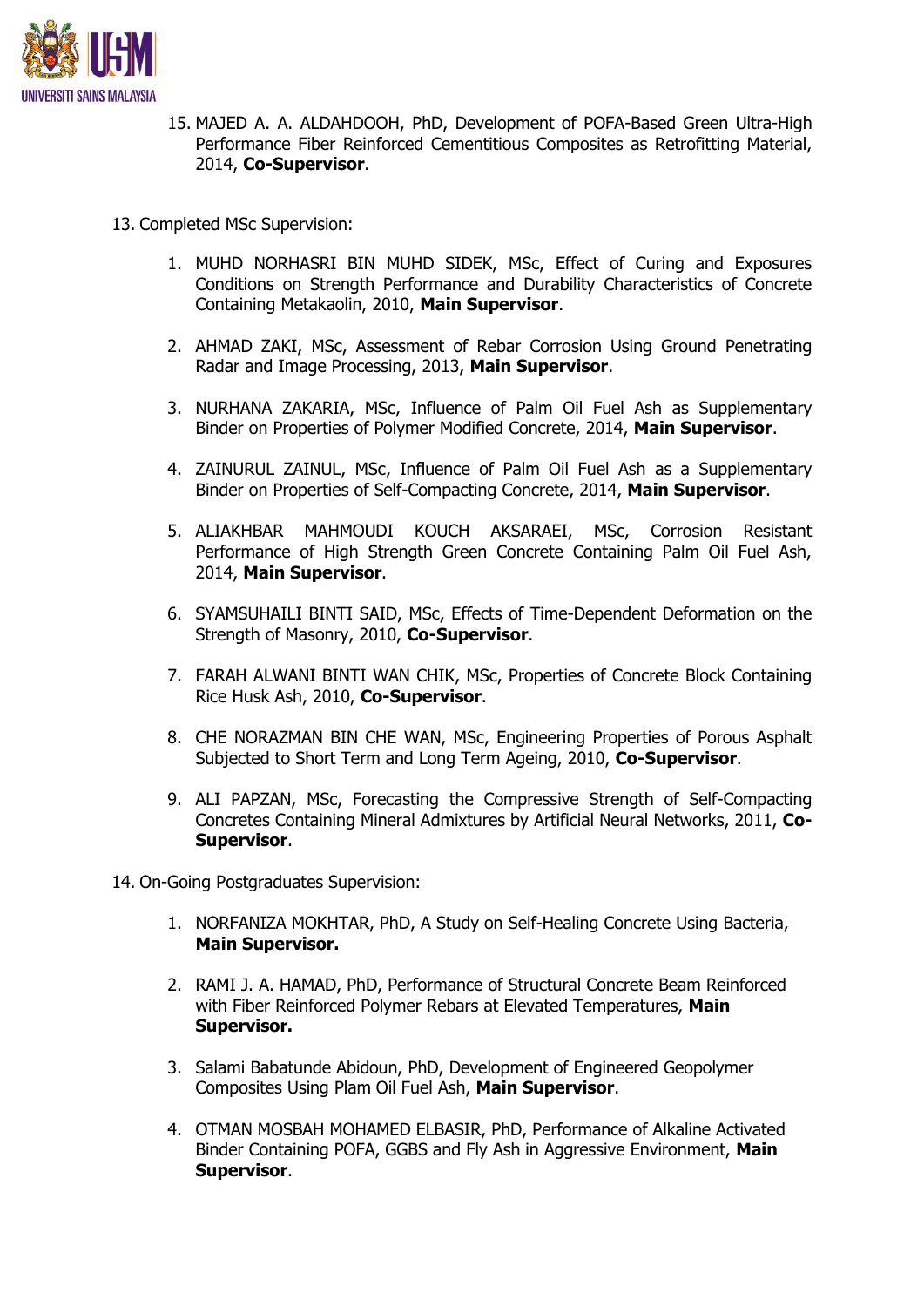15. MAJED A. A. ALDAHDOOH, PhD, Development of POFA-Based Green Ultra-High Performance Fiber Reinforced Cementitious Composites as Retrofitting Material, 2014, **Co-Supervisor**.

13. Completed MSc Supervision:

    1. MUHD NORHASRI BIN MUHD SIDEK, MSc, Effect of Curing and Exposures Conditions on Strength Performance and Durability Characteristics of Concrete Containing Metakaolin, 2010, **Main Supervisor**.

    2. AHMAD ZAKI, MSc, Assessment of Rebar Corrosion Using Ground Penetrating Radar and Image Processing, 2013, **Main Supervisor**.

    3. NURHANA ZAKARIA, MSc, Influence of Palm Oil Fuel Ash as Supplementary Binder on Properties of Polymer Modified Concrete, 2014, **Main Supervisor**.

    4. ZAINURUL ZAINUL, MSc, Influence of Palm Oil Fuel Ash as a Supplementary Binder on Properties of Self-Compacting Concrete, 2014, **Main Supervisor**.

    5. ALIAKHBAR MAHMOUDI KOUCH AKSARAEI, MSc, Corrosion Resistant Performance of High Strength Green Concrete Containing Palm Oil Fuel Ash, 2014, **Main Supervisor**.

    6. SYAMSUHAILI BINTI SAID, MSc, Effects of Time-Dependent Deformation on the Strength of Masonry, 2010, **Co-Supervisor**.

    7. FARAH ALWANI BINTI WAN CHIK, MSc, Properties of Concrete Block Containing Rice Husk Ash, 2010, **Co-Supervisor**.

    8. CHE NORAZMAN BIN CHE WAN, MSc, Engineering Properties of Porous Asphalt Subjected to Short Term and Long Term Ageing, 2010, **Co-Supervisor**.

    9. ALI PAPZAN, MSc, Forecasting the Compressive Strength of Self-Compacting Concretes Containing Mineral Admixtures by Artificial Neural Networks, 2011, **Co-Supervisor**.

14. On-Going Postgraduates Supervision:

    1. NORFANIZA MOKHTAR, PhD, A Study on Self-Healing Concrete Using Bacteria, **Main Supervisor.**

    2. RAMI J. A. HAMAD, PhD, Performance of Structural Concrete Beam Reinforced with Fiber Reinforced Polymer Rebars at Elevated Temperatures, **Main Supervisor.**

    3. Salami Babatunde Abidoun, PhD, Development of Engineered Geopolymer Composites Using Plam Oil Fuel Ash, **Main Supervisor**.

    4. OTMAN MOSBAH MOHAMED ELBASIR, PhD, Performance of Alkaline Activated Binder Containing POFA, GGBS and Fly Ash in Aggressive Environment, **Main Supervisor**.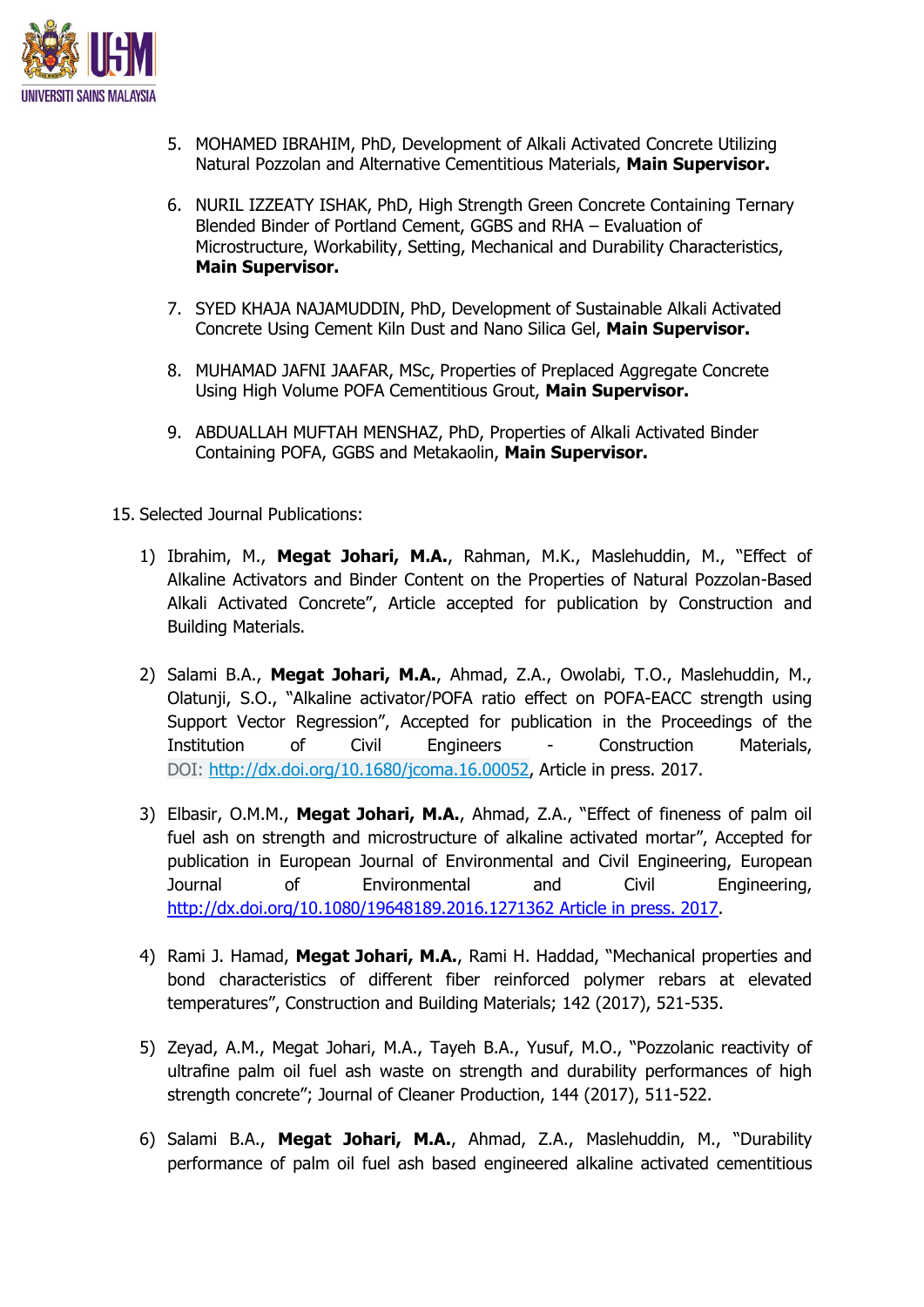5. MOHAMED IBRAHIM, PhD, Development of Alkali Activated Concrete Utilizing Natural Pozzolan and Alternative Cementitious Materials, **Main Supervisor.**

6. NURIL IZZEATY ISHAK, PhD, High Strength Green Concrete Containing Ternary Blended Binder of Portland Cement, GGBS and RHA – Evaluation of Microstructure, Workability, Setting, Mechanical and Durability Characteristics, **Main Supervisor.**

7. SYED KHAJA NAJAMUDDIN, PhD, Development of Sustainable Alkali Activated Concrete Using Cement Kiln Dust and Nano Silica Gel, **Main Supervisor.**

8. MUHAMAD JAFNI JAAFAR, MSc, Properties of Preplaced Aggregate Concrete Using High Volume POFA Cementitious Grout, **Main Supervisor.**

9. ABDUALLAH MUFTAH MENSHAZ, PhD, Properties of Alkali Activated Binder Containing POFA, GGBS and Metakaolin, **Main Supervisor.**

15. Selected Journal Publications:

1) Ibrahim, M., **Megat Johari, M.A.**, Rahman, M.K., Maslehuddin, M., "Effect of Alkaline Activators and Binder Content on the Properties of Natural Pozzolan-Based Alkali Activated Concrete", Article accepted for publication by Construction and Building Materials.

2) Salami B.A., **Megat Johari, M.A.**, Ahmad, Z.A., Owolabi, T.O., Maslehuddin, M., Olatunji, S.O., "Alkaline activator/POFA ratio effect on POFA-EACC strength using Support Vector Regression", Accepted for publication in the Proceedings of the Institution of Civil Engineers - Construction Materials, DOI: http://dx.doi.org/10.1680/jcoma.16.00052, Article in press. 2017.

3) Elbasir, O.M.M., **Megat Johari, M.A.**, Ahmad, Z.A., "Effect of fineness of palm oil fuel ash on strength and microstructure of alkaline activated mortar", Accepted for publication in European Journal of Environmental and Civil Engineering, European Journal of Environmental and Civil Engineering, http://dx.doi.org/10.1080/19648189.2016.1271362 Article in press. 2017.

4) Rami J. Hamad, **Megat Johari, M.A.**, Rami H. Haddad, "Mechanical properties and bond characteristics of different fiber reinforced polymer rebars at elevated temperatures", Construction and Building Materials; 142 (2017), 521-535.

5) Zeyad, A.M., Megat Johari, M.A., Tayeh B.A., Yusuf, M.O., "Pozzolanic reactivity of ultrafine palm oil fuel ash waste on strength and durability performances of high strength concrete"; Journal of Cleaner Production, 144 (2017), 511-522.

6) Salami B.A., **Megat Johari, M.A.**, Ahmad, Z.A., Maslehuddin, M., "Durability performance of palm oil fuel ash based engineered alkaline activated cementitious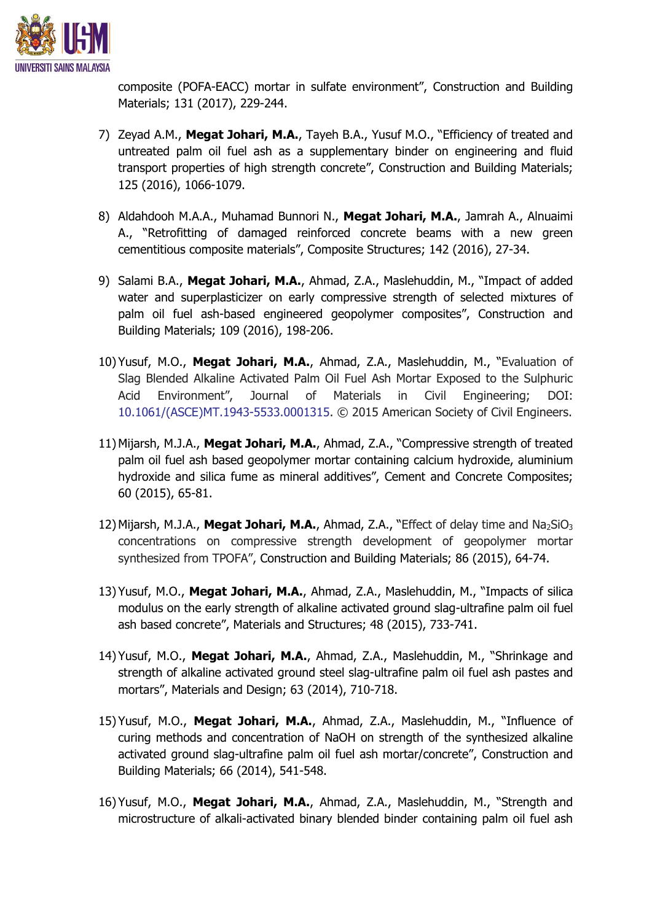composite (POFA-EACC) mortar in sulfate environment", Construction and Building Materials; 131 (2017), 229-244.

7) Zeyad A.M., **Megat Johari, M.A.**, Tayeh B.A., Yusuf M.O., "Efficiency of treated and untreated palm oil fuel ash as a supplementary binder on engineering and fluid transport properties of high strength concrete", Construction and Building Materials; 125 (2016), 1066-1079.

8) Aldahdooh M.A.A., Muhamad Bunnori N., **Megat Johari, M.A.**, Jamrah A., Alnuaimi A., "Retrofitting of damaged reinforced concrete beams with a new green cementitious composite materials", Composite Structures; 142 (2016), 27-34.

9) Salami B.A., **Megat Johari, M.A.**, Ahmad, Z.A., Maslehuddin, M., "Impact of added water and superplasticizer on early compressive strength of selected mixtures of palm oil fuel ash-based engineered geopolymer composites", Construction and Building Materials; 109 (2016), 198-206.

10) Yusuf, M.O., **Megat Johari, M.A.**, Ahmad, Z.A., Maslehuddin, M., "Evaluation of Slag Blended Alkaline Activated Palm Oil Fuel Ash Mortar Exposed to the Sulphuric Acid Environment", Journal of Materials in Civil Engineering; DOI: 10.1061/(ASCE)MT.1943-5533.0001315. © 2015 American Society of Civil Engineers.

11) Mijarsh, M.J.A., **Megat Johari, M.A.**, Ahmad, Z.A., "Compressive strength of treated palm oil fuel ash based geopolymer mortar containing calcium hydroxide, aluminium hydroxide and silica fume as mineral additives", Cement and Concrete Composites; 60 (2015), 65-81.

12) Mijarsh, M.J.A., **Megat Johari, M.A.**, Ahmad, Z.A., "Effect of delay time and $Na_2SiO_3$ concentrations on compressive strength development of geopolymer mortar synthesized from TPOFA", Construction and Building Materials; 86 (2015), 64-74.

13) Yusuf, M.O., **Megat Johari, M.A.**, Ahmad, Z.A., Maslehuddin, M., "Impacts of silica modulus on the early strength of alkaline activated ground slag-ultrafine palm oil fuel ash based concrete", Materials and Structures; 48 (2015), 733-741.

14) Yusuf, M.O., **Megat Johari, M.A.**, Ahmad, Z.A., Maslehuddin, M., "Shrinkage and strength of alkaline activated ground steel slag-ultrafine palm oil fuel ash pastes and mortars", Materials and Design; 63 (2014), 710-718.

15) Yusuf, M.O., **Megat Johari, M.A.**, Ahmad, Z.A., Maslehuddin, M., "Influence of curing methods and concentration of NaOH on strength of the synthesized alkaline activated ground slag-ultrafine palm oil fuel ash mortar/concrete", Construction and Building Materials; 66 (2014), 541-548.

16) Yusuf, M.O., **Megat Johari, M.A.**, Ahmad, Z.A., Maslehuddin, M., "Strength and microstructure of alkali-activated binary blended binder containing palm oil fuel ash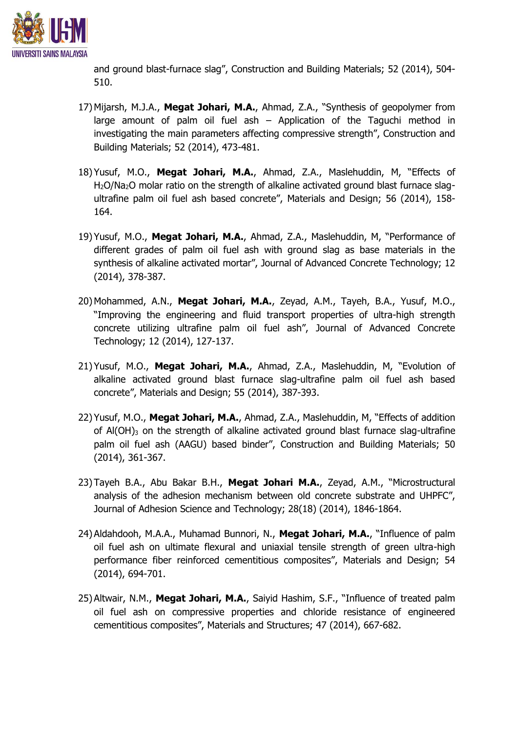and ground blast-furnace slag", Construction and Building Materials; 52 (2014), 504-510.

17) Mijarsh, M.J.A., **Megat Johari, M.A.**, Ahmad, Z.A., "Synthesis of geopolymer from large amount of palm oil fuel ash – Application of the Taguchi method in investigating the main parameters affecting compressive strength", Construction and Building Materials; 52 (2014), 473-481.

18) Yusuf, M.O., **Megat Johari, M.A.**, Ahmad, Z.A., Maslehuddin, M, "Effects of $H_2O/Na_2O$ molar ratio on the strength of alkaline activated ground blast furnace slag-ultrafine palm oil fuel ash based concrete", Materials and Design; 56 (2014), 158-164.

19) Yusuf, M.O., **Megat Johari, M.A.**, Ahmad, Z.A., Maslehuddin, M, "Performance of different grades of palm oil fuel ash with ground slag as base materials in the synthesis of alkaline activated mortar", Journal of Advanced Concrete Technology; 12 (2014), 378-387.

20) Mohammed, A.N., **Megat Johari, M.A.**, Zeyad, A.M., Tayeh, B.A., Yusuf, M.O., "Improving the engineering and fluid transport properties of ultra-high strength concrete utilizing ultrafine palm oil fuel ash", Journal of Advanced Concrete Technology; 12 (2014), 127-137.

21) Yusuf, M.O., **Megat Johari, M.A.**, Ahmad, Z.A., Maslehuddin, M, "Evolution of alkaline activated ground blast furnace slag-ultrafine palm oil fuel ash based concrete", Materials and Design; 55 (2014), 387-393.

22) Yusuf, M.O., **Megat Johari, M.A.**, Ahmad, Z.A., Maslehuddin, M, "Effects of addition of $Al(OH)_3$ on the strength of alkaline activated ground blast furnace slag-ultrafine palm oil fuel ash (AAGU) based binder", Construction and Building Materials; 50 (2014), 361-367.

23) Tayeh B.A., Abu Bakar B.H., **Megat Johari M.A.**, Zeyad, A.M., "Microstructural analysis of the adhesion mechanism between old concrete substrate and UHPFC", Journal of Adhesion Science and Technology; 28(18) (2014), 1846-1864.

24) Aldahdooh, M.A.A., Muhamad Bunnori, N., **Megat Johari, M.A.**, "Influence of palm oil fuel ash on ultimate flexural and uniaxial tensile strength of green ultra-high performance fiber reinforced cementitious composites", Materials and Design; 54 (2014), 694-701.

25) Altwair, N.M., **Megat Johari, M.A.**, Saiyid Hashim, S.F., "Influence of treated palm oil fuel ash on compressive properties and chloride resistance of engineered cementitious composites", Materials and Structures; 47 (2014), 667-682.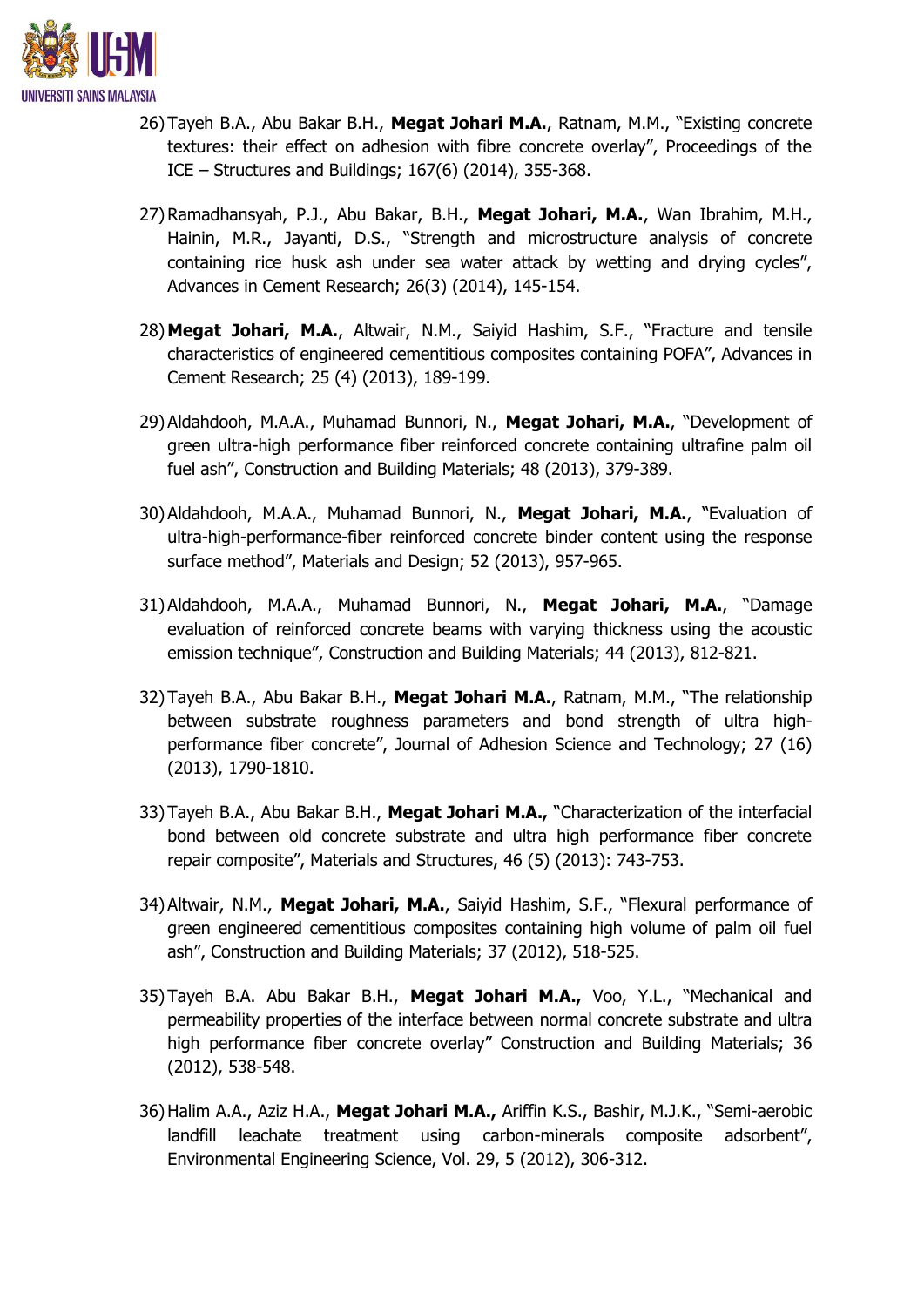26) Tayeh B.A., Abu Bakar B.H., **Megat Johari M.A.**, Ratnam, M.M., "Existing concrete textures: their effect on adhesion with fibre concrete overlay", Proceedings of the ICE – Structures and Buildings; 167(6) (2014), 355-368.

27) Ramadhansyah, P.J., Abu Bakar, B.H., **Megat Johari, M.A.**, Wan Ibrahim, M.H., Hainin, M.R., Jayanti, D.S., "Strength and microstructure analysis of concrete containing rice husk ash under sea water attack by wetting and drying cycles", Advances in Cement Research; 26(3) (2014), 145-154.

28) **Megat Johari, M.A.**, Altwair, N.M., Saiyid Hashim, S.F., "Fracture and tensile characteristics of engineered cementitious composites containing POFA", Advances in Cement Research; 25 (4) (2013), 189-199.

29) Aldahdooh, M.A.A., Muhamad Bunnori, N., **Megat Johari, M.A.**, "Development of green ultra-high performance fiber reinforced concrete containing ultrafine palm oil fuel ash", Construction and Building Materials; 48 (2013), 379-389.

30) Aldahdooh, M.A.A., Muhamad Bunnori, N., **Megat Johari, M.A.**, "Evaluation of ultra-high-performance-fiber reinforced concrete binder content using the response surface method", Materials and Design; 52 (2013), 957-965.

31) Aldahdooh, M.A.A., Muhamad Bunnori, N., **Megat Johari, M.A.**, "Damage evaluation of reinforced concrete beams with varying thickness using the acoustic emission technique", Construction and Building Materials; 44 (2013), 812-821.

32) Tayeh B.A., Abu Bakar B.H., **Megat Johari M.A.**, Ratnam, M.M., "The relationship between substrate roughness parameters and bond strength of ultra high-performance fiber concrete", Journal of Adhesion Science and Technology; 27 (16) (2013), 1790-1810.

33) Tayeh B.A., Abu Bakar B.H., **Megat Johari M.A.,** "Characterization of the interfacial bond between old concrete substrate and ultra high performance fiber concrete repair composite", Materials and Structures, 46 (5) (2013): 743-753.

34) Altwair, N.M., **Megat Johari, M.A.**, Saiyid Hashim, S.F., "Flexural performance of green engineered cementitious composites containing high volume of palm oil fuel ash", Construction and Building Materials; 37 (2012), 518-525.

35) Tayeh B.A. Abu Bakar B.H., **Megat Johari M.A.,** Voo, Y.L., "Mechanical and permeability properties of the interface between normal concrete substrate and ultra high performance fiber concrete overlay" Construction and Building Materials; 36 (2012), 538-548.

36) Halim A.A., Aziz H.A., **Megat Johari M.A.,** Ariffin K.S., Bashir, M.J.K., "Semi-aerobic landfill leachate treatment using carbon-minerals composite adsorbent", Environmental Engineering Science, Vol. 29, 5 (2012), 306-312.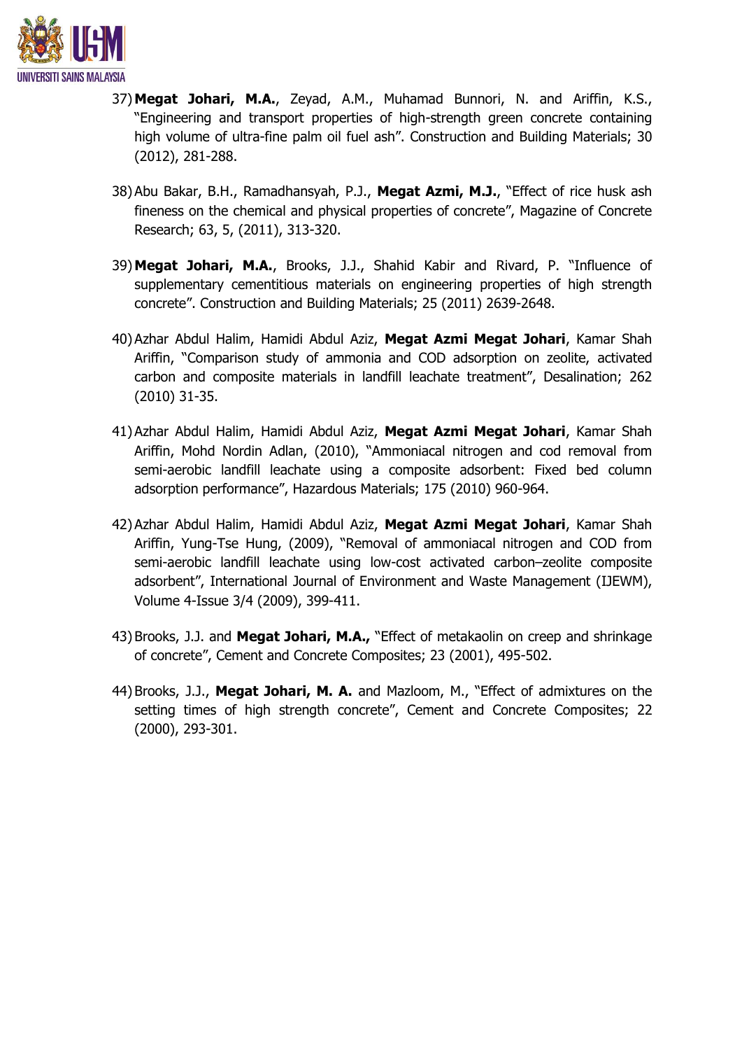37) **Megat Johari, M.A.**, Zeyad, A.M., Muhamad Bunnori, N. and Ariffin, K.S., "Engineering and transport properties of high-strength green concrete containing high volume of ultra-fine palm oil fuel ash". Construction and Building Materials; 30 (2012), 281-288.

38) Abu Bakar, B.H., Ramadhansyah, P.J., **Megat Azmi, M.J.**, "Effect of rice husk ash fineness on the chemical and physical properties of concrete", Magazine of Concrete Research; 63, 5, (2011), 313-320.

39) **Megat Johari, M.A.**, Brooks, J.J., Shahid Kabir and Rivard, P. "Influence of supplementary cementitious materials on engineering properties of high strength concrete". Construction and Building Materials; 25 (2011) 2639-2648.

40) Azhar Abdul Halim, Hamidi Abdul Aziz, **Megat Azmi Megat Johari**, Kamar Shah Ariffin, "Comparison study of ammonia and COD adsorption on zeolite, activated carbon and composite materials in landfill leachate treatment", Desalination; 262 (2010) 31-35.

41) Azhar Abdul Halim, Hamidi Abdul Aziz, **Megat Azmi Megat Johari**, Kamar Shah Ariffin, Mohd Nordin Adlan, (2010), "Ammoniacal nitrogen and cod removal from semi-aerobic landfill leachate using a composite adsorbent: Fixed bed column adsorption performance", Hazardous Materials; 175 (2010) 960-964.

42) Azhar Abdul Halim, Hamidi Abdul Aziz, **Megat Azmi Megat Johari**, Kamar Shah Ariffin, Yung-Tse Hung, (2009), "Removal of ammoniacal nitrogen and COD from semi-aerobic landfill leachate using low-cost activated carbon–zeolite composite adsorbent", International Journal of Environment and Waste Management (IJEWM), Volume 4-Issue 3/4 (2009), 399-411.

43) Brooks, J.J. and **Megat Johari, M.A.,** "Effect of metakaolin on creep and shrinkage of concrete", Cement and Concrete Composites; 23 (2001), 495-502.

44) Brooks, J.J., **Megat Johari, M. A.** and Mazloom, M., "Effect of admixtures on the setting times of high strength concrete", Cement and Concrete Composites; 22 (2000), 293-301.